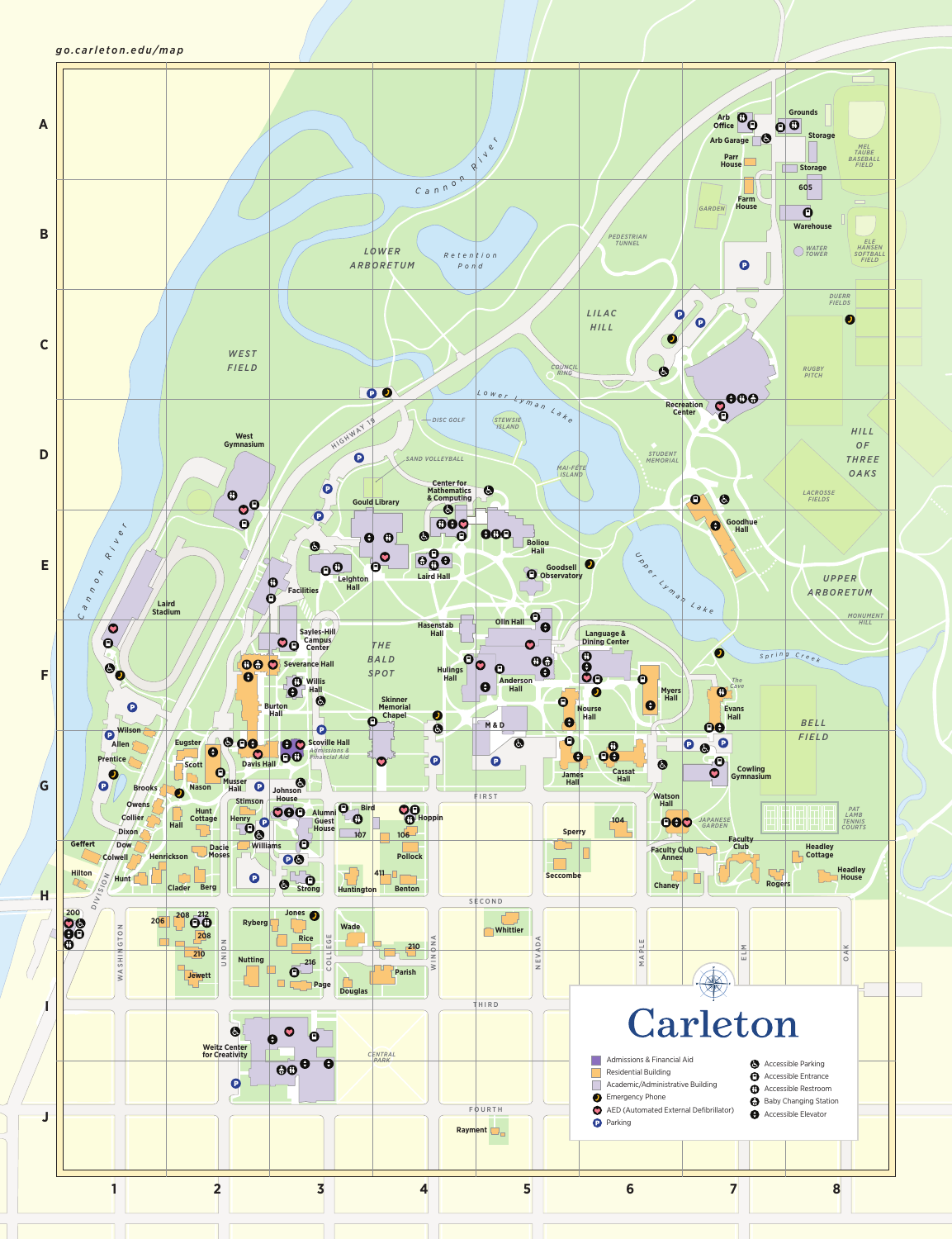go.carleton.edu/map

# Carleton

- Admissions & Financial Aid
- Residential Building
- Academic/Administrative Building
- Emergency Phone
- AED (Automated External Defibrillator)
- Parking
- Accessible Parking
- Accessible Entrance
- Accessible Restroom
- Baby Changing Station
- Accessible Elevator

Arb Office, Arb Garage, Grounds, Storage, Parr House, Farm House, Garden, 605, Warehouse, Water Tower, Mel Taube Baseball Field, Ele Hansen Softball Field, Duerr Fields, Rugby Pitch, Pedestrian Tunnel, Lilac Hill, Lower Arboretum, Retention Pond, Cannon River, West Field, Council Ring, Lower Lyman Lake, Disc Golf, Stewsie Island, Mai-Fete Island, Student Memorial, Recreation Center, Hill of Three Oaks, Lacrosse Fields, Highway 19, Sand Volleyball, West Gymnasium, Gould Library, Center for Mathematics & Computing, Boliou Hall, Goodhue Hall, Leighton Hall, Laird Hall, Goodsell Observatory, Upper Lyman Lake, Upper Arboretum, Monument Hill, Laird Stadium, Facilities, Sayles-Hill Campus Center, The Bald Spot, Hasenstab Hall, Olin Hall, Language & Dining Center, Spring Creek, Severance Hall, Willis Hall, Hulings Hall, Anderson Hall, Myers Hall, The Cave, Evans Hall, Bell Field, Burton Hall, Skinner Memorial Chapel, Nourse Hall, M & D, Wilson, Allen, Prentice, Eugster, Scott, Davis Hall, Scoville Hall (Admissions & Financial Aid), James Hall, Cassat Hall, Cowling Gymnasium, Brooks, Nason, Musser Hall, Johnson House, Owens, Collier, Hall, Hunt Cottage, Stimson, Henry, Alumni Guest House, Bird, 107, 106, Hoppin, Pollock, Sperry, 104, Watson Hall, Japanese Garden, Pat Lamb Tennis Courts, Geffert, Dow, Colwell, Henrickson, Dacie Moses, Williams, Faculty Club Annex, Faculty Club, Headley Cottage, Headley House, Rogers, Hilton, Hunt, Clader, Berg, Strong, Huntington, 411, Benton, Seccombe, Chaney, Division, First, Second, Third, Fourth, 200, 206, 208, 212, 208, 210, Jewett, Ryberg, Jones, Rice, Nutting, 216, Page, Wade, Douglas, 210, Parish, Whittier, Washington, Union, College, Winona, Nevada, Maple, Elm, Oak, Weitz Center for Creativity, Central Park, Rayment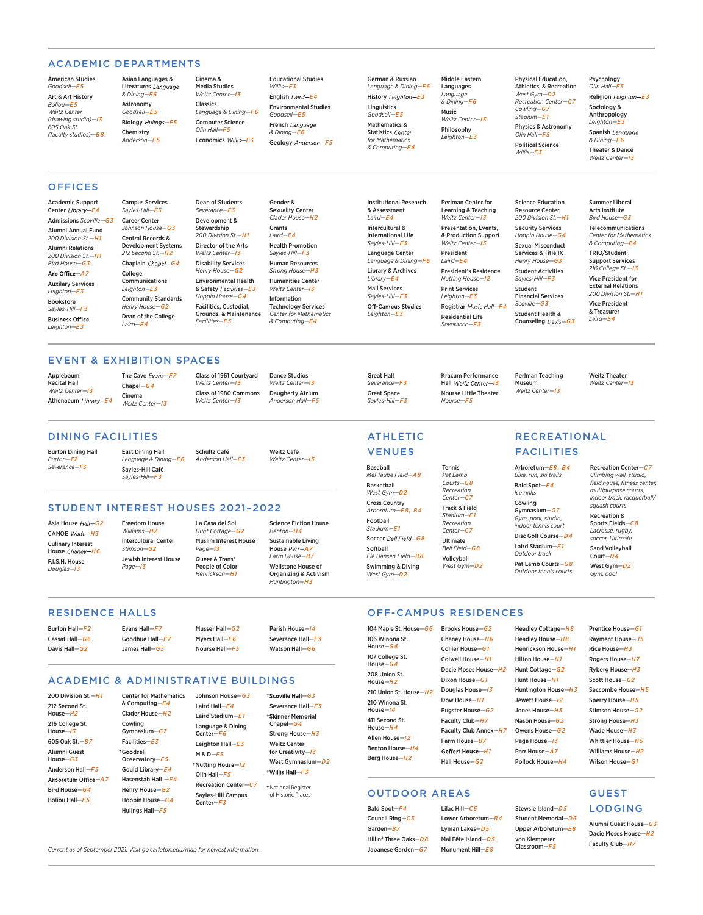## ACADEMIC DEPARTMENTS

- American Studies *Goodsell*—E5
- Art & Art History *Boliou*—E5 *Weitz Center (drawing studio)*—I3 *605 Oak St. (faculty studios)*—B8
- Asian Languages & Literatures *Language & Dining*—F6
- Astronomy *Goodsell*—E5
- Biology *Hulings*—F5
- Chemistry *Anderson*—F5
- Cinema & Media Studies *Weitz Center*—I3
- Classics *Language & Dining*—F6
- Computer Science *Olin Hall*—F5
- Economics *Willis*—F3
- Educational Studies *Willis*—F3
- English *Laird*—E4
- Environmental Studies *Goodsell*—E5
- French *Language & Dining*—F6
- Geology *Anderson*—F5
- German & Russian *Language & Dining*—F6
- History *Leighton*—E3
- Linguistics *Goodsell*—E5
- Mathematics & Statistics *Center for Mathematics & Computing*—E4
- Middle Eastern Languages *Language & Dining*—F6
- Music *Weitz Center*—I3
- Philosophy *Leighton*—E3
- Physical Education, Athletics, & Recreation *West Gym*—D2 *Recreation Center*—C7 *Cowling*—G7 *Stadium*—E1
- Physics & Astronomy *Olin Hall*—F5
- Political Science *Willis*—F3
- Psychology *Olin Hall*—F5
- Religion *Leighton*—E3
- Sociology & Anthropology *Leighton*—E3
- Spanish *Language & Dining*—F6
- Theater & Dance *Weitz Center*—I3

## OFFICES

- Academic Support Center *Library*—E4
- Admissions *Scoville*—G3
- Alumni Annual Fund *200 Division St.*—H1
- Alumni Relations *200 Division St.*—H1 *Bird House*—G3
- Arb Office—A7
- Auxilary Services *Leighton*—E3
- Bookstore *Sayles-Hill*—F3
- Business Office *Leighton*—E3
- Campus Services *Sayles-Hill*—F3
- Career Center *Johnson House*—G3
- Central Records & Development Systems *212 Second St.*—H2
- Chaplain *Chapel*—G4
- College Communications *Leighton*—E3
- Community Standards *Henry House*—G2
- Dean of the College *Laird*—E4
- Dean of Students *Severance*—F3
- Development & Stewardship *200 Division St.*—H1
- Director of the Arts *Weitz Center*—I3
- Disability Services *Henry House*—G2
- Environmental Health & Safety *Facilities*—E3 *Hoppin House*—G4
- Facilities, Custodial, Grounds, & Maintenance *Facilities*—E3
- Gender & Sexuality Center *Clader House*—H2
- Grants *Laird*—E4
- Health Promotion *Sayles-Hill*—F3
- Human Resources *Strong House*—H3
- Humanities Center *Weitz Center*—I3
- Information Technology Services *Center for Mathematics & Computing*—E4
- Institutional Research & Assessment *Laird*—E4
- Intercultural & International Life *Sayles-Hill*—F3
- Language Center *Language & Dining*—F6
- Library & Archives *Library*—E4
- Mail Services *Sayles-Hill*—F3
- Off-Campus Studies *Leighton*—E3
- Perlman Center for Learning & Teaching *Weitz Center*—I3
- Presentation, Events, & Production Support *Weitz Center*—I3
- President *Laird*—E4
- President's Residence *Nutting House*—I2
- Print Services *Leighton*—E3
- Registrar *Music Hall*—F4
- Residential Life *Severance*—F3
- Science Education Resource Center *200 Division St.*—H1
- Security Services *Hoppin House*—G4
- Sexual Misconduct Services & Title IX *Henry House*—G3
- Student Activities *Sayles-Hill*—F3
- Student Financial Services *Scoville*—G3
- Student Health & Counseling *Davis*—G3
- Summer Liberal Arts Institute *Bird House*—G3
- Telecommunications *Center for Mathematics & Computing*—E4
- TRIO/Student Support Services *216 College St.*—I3
- Vice President for External Relations *200 Division St.*—H1
- Vice President & Treasurer *Laird*—E4

## EVENT & EXHIBITION SPACES

- Applebaum Recital Hall *Weitz Center*—I3
- Athenaeum *Library*—E4
- The Cave *Evans*—F7
- Chapel—G4
- Cinema *Weitz Center*—I3
- Class of 1961 Courtyard *Weitz Center*—I3
- Class of 1980 Commons *Weitz Center*—I3
- Dance Studios *Weitz Center*—I3
- Daugherty Atrium *Anderson Hall*—F5
- Great Hall *Severance*—F3
- Great Space *Sayles-Hill*—F3
- Kracum Performance Hall *Weitz Center*—I3
- Nourse Little Theater *Nourse*—F5
- Perlman Teaching Museum *Weitz Center*—I3
- Weitz Theater *Weitz Center*—I3

## DINING FACILITIES

- Burton Dining Hall *Burton*—F2 *Severance*—F3
- East Dining Hall *Language & Dining*—F6
- Sayles-Hill Café *Sayles-Hill*—F3
- Schultz Café *Anderson Hall*—F3
- Weitz Café *Weitz Center*—I3

## STUDENT INTEREST HOUSES 2021–2022

- Asia House *Hall*—G2
- CANOE *Wade*—H3
- Culinary Interest House *Chaney*—H6
- F.I.S.H. House *Douglas*—I3
- Freedom House *Williams*—H2
- Intercultural Center *Stimson*—G2
- Jewish Interest House *Page*—I3
- La Casa del Sol *Hunt Cottage*—G2
- Muslim Interest House *Page*—I3
- Queer & Trans* People of Color *Henrickson*—H1
- Science Fiction House *Benton*—H4
- Sustainable Living House *Parr*—A7 *Farm House*—B7
- Wellstone House of Organizing & Activism *Huntington*—H3

## ATHLETIC VENUES

- Baseball *Mel Taube Field*—A8
- Basketball *West Gym*—D2
- Cross Country *Arboretum*—E8, B4
- Football *Stadium*—E1
- Soccer *Bell Field*—G8
- Softball *Ele Hansen Field*—B8
- Swimming & Diving *West Gym*—D2
- Tennis *Pat Lamb Courts*—G8 *Recreation Center*—C7
- Track & Field *Stadium*—E1 *Recreation Center*—C7
- Ultimate *Bell Field*—G8
- Volleyball *West Gym*—D2

## RECREATIONAL FACILITIES

- Arboretum—E8, B4 *Bike, run, ski trails*
- Bald Spot—F4 *Ice rinks*
- Cowling Gymnasium—G7 *Gym, pool, studio, indoor tennis court*
- Disc Golf Course—D4
- Laird Stadium—E1 *Outdoor track*
- Pat Lamb Courts—G8 *Outdoor tennis courts*
- Recreation Center—C7 *Climbing wall, studio, field house, fitness center, multipurpose courts, indoor track, racquetball/squash courts*
- Recreation & Sports Fields—C8 *Lacrosse, rugby, soccer, Ultimate*
- Sand Volleyball Court—D4
- West Gym—D2 *Gym, pool*

## RESIDENCE HALLS

- Burton Hall—F2
- Cassat Hall—G6
- Davis Hall—G2
- Evans Hall—F7
- Goodhue Hall—E7
- James Hall—G5
- Musser Hall—G2
- Myers Hall—F6
- Nourse Hall—F5
- Parish House—I4
- Severance Hall—F3
- Watson Hall—G6

## ACADEMIC & ADMINISTRATIVE BUILDINGS

- 200 Division St.—H1
- 212 Second St. House—H2
- 216 College St. House—I3
- 605 Oak St.—B7
- Alumni Guest House—G3
- Anderson Hall—F5
- Arboretum Office—A7
- Bird House—G4
- Boliou Hall—E5
- Center for Mathematics & Computing—E4
- Clader House—H2
- Cowling Gymnasium—G7
- Facilities—E3
- †Goodsell Observatory—E5
- Gould Library—E4
- Hasenstab Hall —F4
- Henry House—G2
- Hoppin House—G4
- Hulings Hall—F5
- Johnson House—G3
- Laird Hall—E4
- Laird Stadium—E1
- Language & Dining Center—F6
- Leighton Hall—E3
- M & D—F5
- †Nutting House—I2
- Olin Hall—F5
- Recreation Center—C7
- Sayles-Hill Campus Center—F3
- †Scoville Hall—G3
- Severance Hall—F3
- †Skinner Memorial Chapel—G4
- Strong House—H3
- Weitz Center for Creativity—I3
- West Gymnasium—D2
- †Willis Hall—F3

†National Register of Historic Places

## OFF-CAMPUS RESIDENCES

- 104 Maple St. House—G6
- 106 Winona St. House—G4
- 107 College St. House—G4
- 208 Union St. House—H2
- 210 Union St. House—H2
- 210 Winona St. House—I4
- 411 Second St. House—H4
- Allen House—I2
- Benton House—H4
- Berg House—H2
- Brooks House—G2
- Chaney House—H6
- Collier House—G1
- Colwell House—H1
- Dacie Moses House—H2
- Dixon House—G1
- Douglas House—I3
- Dow House—H1
- Eugster House—G2
- Faculty Club—H7
- Faculty Club Annex—H7
- Farm House—B7
- Geffert House—H1
- Hall House—G2
- Headley Cottage—H8
- Headley House—H8
- Henrickson House—H1
- Hilton House—H1
- Hunt Cottage—G2
- Hunt House—H1
- Huntington House—H3
- Jewett House—I2
- Jones House—H3
- Nason House—G2
- Owens House—G2
- Page House—I3
- Parr House—A7
- Pollock House—H4
- Prentice House—G1
- Rayment House—J5
- Rice House—H3
- Rogers House—H7
- Ryberg House—H3
- Scott House—G2
- Seccombe House—H5
- Sperry House—H5
- Stimson House—G2
- Strong House—H3
- Wade House—H3
- Whittier House—H5
- Williams House—H2
- Wilson House—G1

## OUTDOOR AREAS

- Bald Spot—F4
- Council Ring—C5
- Garden—B7
- Hill of Three Oaks—D8
- Japanese Garden—G7
- Lilac Hill—C6
- Lower Arboretum—B4
- Lyman Lakes—D5
- Mai Fête Island—D5
- Monument Hill—E8
- Stewsie Island—D5
- Student Memorial—D6
- Upper Arboretum—E8
- von Klemperer Classroom—F5

## GUEST LODGING

- Alumni Guest House—G3
- Dacie Moses House—H2
- Faculty Club—H7

*Current as of September 2021. Visit go.carleton.edu/map for newest information.*